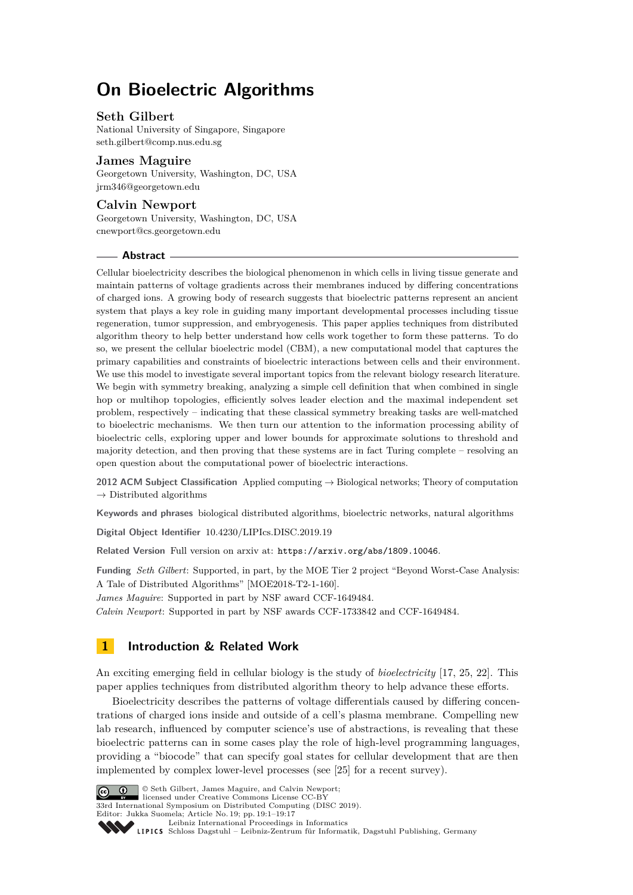# On Bioelectric Algorithms

**Seth Gilbert**
National University of Singapore, Singapore
seth.gilbert@comp.nus.edu.sg

**James Maguire**
Georgetown University, Washington, DC, USA
jrm346@georgetown.edu

**Calvin Newport**
Georgetown University, Washington, DC, USA
cnewport@cs.georgetown.edu

## Abstract

Cellular bioelectricity describes the biological phenomenon in which cells in living tissue generate and maintain patterns of voltage gradients across their membranes induced by differing concentrations of charged ions. A growing body of research suggests that bioelectric patterns represent an ancient system that plays a key role in guiding many important developmental processes including tissue regeneration, tumor suppression, and embryogenesis. This paper applies techniques from distributed algorithm theory to help better understand how cells work together to form these patterns. To do so, we present the cellular bioelectric model (CBM), a new computational model that captures the primary capabilities and constraints of bioelectric interactions between cells and their environment. We use this model to investigate several important topics from the relevant biology research literature. We begin with symmetry breaking, analyzing a simple cell definition that when combined in single hop or multihop topologies, efficiently solves leader election and the maximal independent set problem, respectively – indicating that these classical symmetry breaking tasks are well-matched to bioelectric mechanisms. We then turn our attention to the information processing ability of bioelectric cells, exploring upper and lower bounds for approximate solutions to threshold and majority detection, and then proving that these systems are in fact Turing complete – resolving an open question about the computational power of bioelectric interactions.

**2012 ACM Subject Classification** Applied computing → Biological networks; Theory of computation → Distributed algorithms

**Keywords and phrases** biological distributed algorithms, bioelectric networks, natural algorithms

**Digital Object Identifier** 10.4230/LIPIcs.DISC.2019.19

**Related Version** Full version on arxiv at: https://arxiv.org/abs/1809.10046.

**Funding** *Seth Gilbert*: Supported, in part, by the MOE Tier 2 project "Beyond Worst-Case Analysis: A Tale of Distributed Algorithms" [MOE2018-T2-1-160].
*James Maguire*: Supported in part by NSF award CCF-1649484.
*Calvin Newport*: Supported in part by NSF awards CCF-1733842 and CCF-1649484.

## 1 Introduction & Related Work

An exciting emerging field in cellular biology is the study of *bioelectricity* [17, 25, 22]. This paper applies techniques from distributed algorithm theory to help advance these efforts.

Bioelectricity describes the patterns of voltage differentials caused by differing concentrations of charged ions inside and outside of a cell's plasma membrane. Compelling new lab research, influenced by computer science's use of abstractions, is revealing that these bioelectric patterns can in some cases play the role of high-level programming languages, providing a "biocode" that can specify goal states for cellular development that are then implemented by complex lower-level processes (see [25] for a recent survey).

© Seth Gilbert, James Maguire, and Calvin Newport;
licensed under Creative Commons License CC-BY
33rd International Symposium on Distributed Computing (DISC 2019).
Editor: Jukka Suomela; Article No. 19; pp. 19:1–19:17
Leibniz International Proceedings in Informatics
Schloss Dagstuhl – Leibniz-Zentrum für Informatik, Dagstuhl Publishing, Germany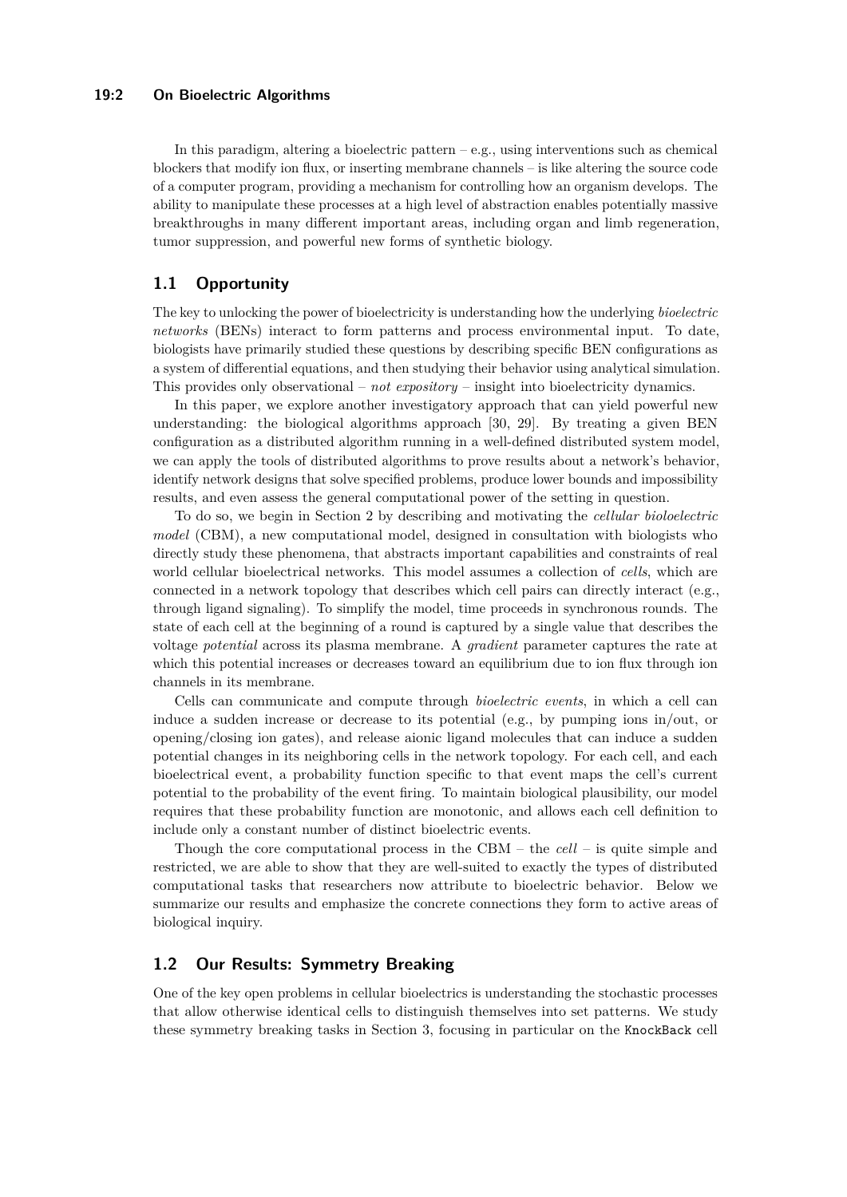In this paradigm, altering a bioelectric pattern – e.g., using interventions such as chemical blockers that modify ion flux, or inserting membrane channels – is like altering the source code of a computer program, providing a mechanism for controlling how an organism develops. The ability to manipulate these processes at a high level of abstraction enables potentially massive breakthroughs in many different important areas, including organ and limb regeneration, tumor suppression, and powerful new forms of synthetic biology.

## 1.1 Opportunity

The key to unlocking the power of bioelectricity is understanding how the underlying *bioelectric networks* (BENs) interact to form patterns and process environmental input. To date, biologists have primarily studied these questions by describing specific BEN configurations as a system of differential equations, and then studying their behavior using analytical simulation. This provides only observational – *not expository* – insight into bioelectricity dynamics.

In this paper, we explore another investigatory approach that can yield powerful new understanding: the biological algorithms approach [30, 29]. By treating a given BEN configuration as a distributed algorithm running in a well-defined distributed system model, we can apply the tools of distributed algorithms to prove results about a network's behavior, identify network designs that solve specified problems, produce lower bounds and impossibility results, and even assess the general computational power of the setting in question.

To do so, we begin in Section 2 by describing and motivating the *cellular bioloelectric model* (CBM), a new computational model, designed in consultation with biologists who directly study these phenomena, that abstracts important capabilities and constraints of real world cellular bioelectrical networks. This model assumes a collection of *cells*, which are connected in a network topology that describes which cell pairs can directly interact (e.g., through ligand signaling). To simplify the model, time proceeds in synchronous rounds. The state of each cell at the beginning of a round is captured by a single value that describes the voltage *potential* across its plasma membrane. A *gradient* parameter captures the rate at which this potential increases or decreases toward an equilibrium due to ion flux through ion channels in its membrane.

Cells can communicate and compute through *bioelectric events*, in which a cell can induce a sudden increase or decrease to its potential (e.g., by pumping ions in/out, or opening/closing ion gates), and release aionic ligand molecules that can induce a sudden potential changes in its neighboring cells in the network topology. For each cell, and each bioelectrical event, a probability function specific to that event maps the cell's current potential to the probability of the event firing. To maintain biological plausibility, our model requires that these probability function are monotonic, and allows each cell definition to include only a constant number of distinct bioelectric events.

Though the core computational process in the CBM – the *cell* – is quite simple and restricted, we are able to show that they are well-suited to exactly the types of distributed computational tasks that researchers now attribute to bioelectric behavior. Below we summarize our results and emphasize the concrete connections they form to active areas of biological inquiry.

## 1.2 Our Results: Symmetry Breaking

One of the key open problems in cellular bioelectrics is understanding the stochastic processes that allow otherwise identical cells to distinguish themselves into set patterns. We study these symmetry breaking tasks in Section 3, focusing in particular on the `KnockBack` cell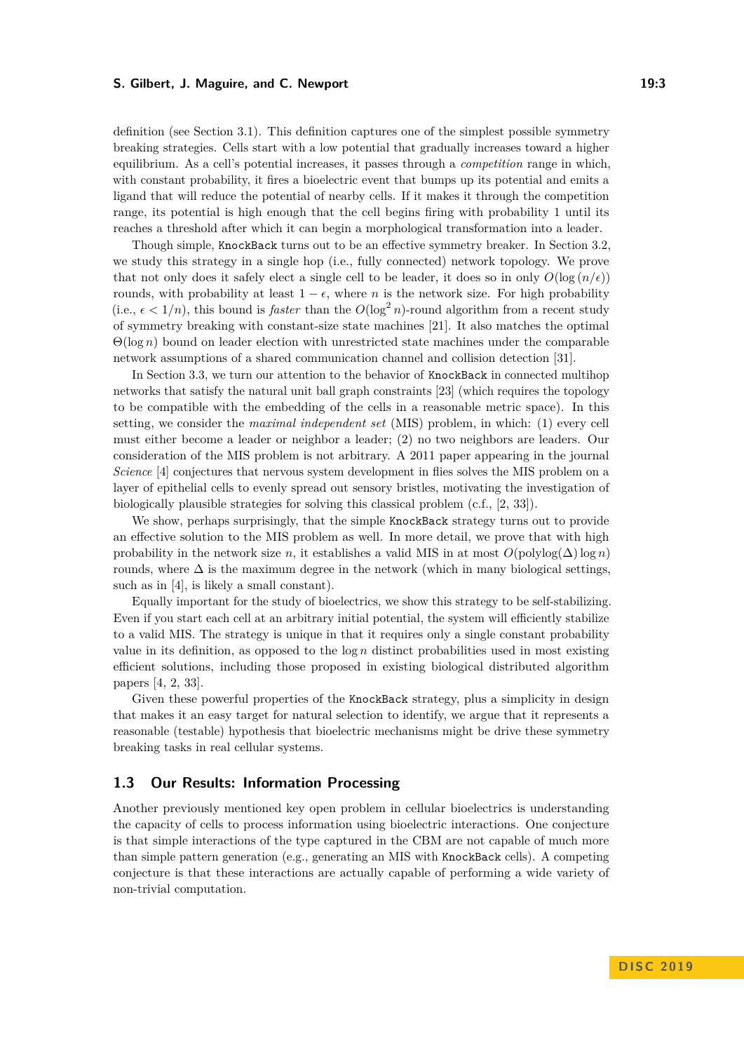definition (see Section 3.1). This definition captures one of the simplest possible symmetry breaking strategies. Cells start with a low potential that gradually increases toward a higher equilibrium. As a cell's potential increases, it passes through a *competition* range in which, with constant probability, it fires a bioelectric event that bumps up its potential and emits a ligand that will reduce the potential of nearby cells. If it makes it through the competition range, its potential is high enough that the cell begins firing with probability 1 until its reaches a threshold after which it can begin a morphological transformation into a leader.

Though simple, `KnockBack` turns out to be an effective symmetry breaker. In Section 3.2, we study this strategy in a single hop (i.e., fully connected) network topology. We prove that not only does it safely elect a single cell to be leader, it does so in only $O(\log(n/\epsilon))$ rounds, with probability at least $1 - \epsilon$, where $n$ is the network size. For high probability (i.e., $\epsilon < 1/n$), this bound is *faster* than the $O(\log^2 n)$-round algorithm from a recent study of symmetry breaking with constant-size state machines [21]. It also matches the optimal $\Theta(\log n)$ bound on leader election with unrestricted state machines under the comparable network assumptions of a shared communication channel and collision detection [31].

In Section 3.3, we turn our attention to the behavior of `KnockBack` in connected multihop networks that satisfy the natural unit ball graph constraints [23] (which requires the topology to be compatible with the embedding of the cells in a reasonable metric space). In this setting, we consider the *maximal independent set* (MIS) problem, in which: (1) every cell must either become a leader or neighbor a leader; (2) no two neighbors are leaders. Our consideration of the MIS problem is not arbitrary. A 2011 paper appearing in the journal *Science* [4] conjectures that nervous system development in flies solves the MIS problem on a layer of epithelial cells to evenly spread out sensory bristles, motivating the investigation of biologically plausible strategies for solving this classical problem (c.f., [2, 33]).

We show, perhaps surprisingly, that the simple `KnockBack` strategy turns out to provide an effective solution to the MIS problem as well. In more detail, we prove that with high probability in the network size $n$, it establishes a valid MIS in at most $O(\text{polylog}(\Delta)\log n)$ rounds, where $\Delta$ is the maximum degree in the network (which in many biological settings, such as in [4], is likely a small constant).

Equally important for the study of bioelectrics, we show this strategy to be self-stabilizing. Even if you start each cell at an arbitrary initial potential, the system will efficiently stabilize to a valid MIS. The strategy is unique in that it requires only a single constant probability value in its definition, as opposed to the $\log n$ distinct probabilities used in most existing efficient solutions, including those proposed in existing biological distributed algorithm papers [4, 2, 33].

Given these powerful properties of the `KnockBack` strategy, plus a simplicity in design that makes it an easy target for natural selection to identify, we argue that it represents a reasonable (testable) hypothesis that bioelectric mechanisms might be drive these symmetry breaking tasks in real cellular systems.

## 1.3 Our Results: Information Processing

Another previously mentioned key open problem in cellular bioelectrics is understanding the capacity of cells to process information using bioelectric interactions. One conjecture is that simple interactions of the type captured in the CBM are not capable of much more than simple pattern generation (e.g., generating an MIS with `KnockBack` cells). A competing conjecture is that these interactions are actually capable of performing a wide variety of non-trivial computation.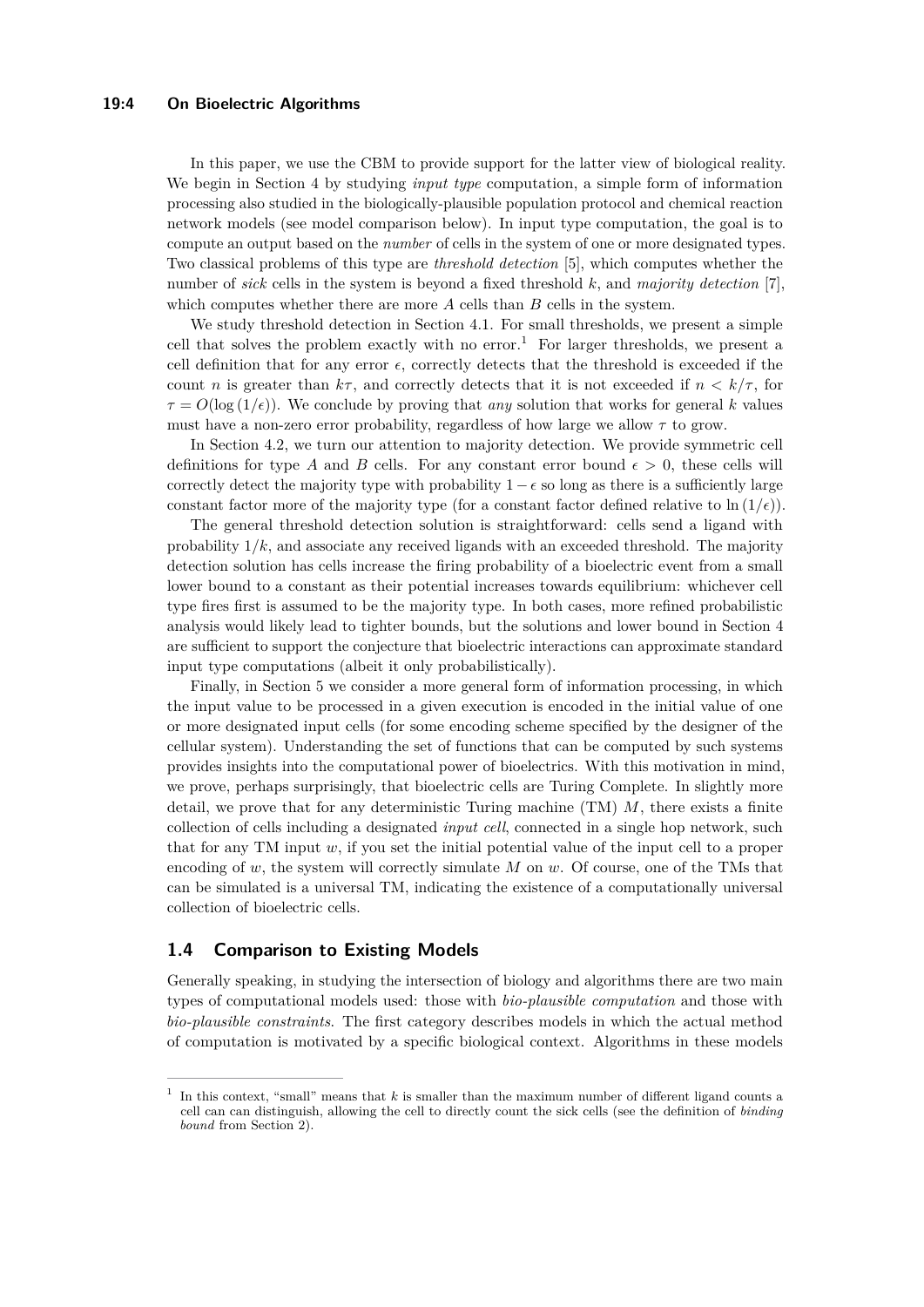In this paper, we use the CBM to provide support for the latter view of biological reality. We begin in Section 4 by studying *input type* computation, a simple form of information processing also studied in the biologically-plausible population protocol and chemical reaction network models (see model comparison below). In input type computation, the goal is to compute an output based on the *number* of cells in the system of one or more designated types. Two classical problems of this type are *threshold detection* [5], which computes whether the number of *sick* cells in the system is beyond a fixed threshold $k$, and *majority detection* [7], which computes whether there are more $A$ cells than $B$ cells in the system.

We study threshold detection in Section 4.1. For small thresholds, we present a simple cell that solves the problem exactly with no error.[1] For larger thresholds, we present a cell definition that for any error $\epsilon$, correctly detects that the threshold is exceeded if the count $n$ is greater than $k\tau$, and correctly detects that it is not exceeded if $n < k/\tau$, for $\tau = O(\log(1/\epsilon))$. We conclude by proving that *any* solution that works for general $k$ values must have a non-zero error probability, regardless of how large we allow $\tau$ to grow.

In Section 4.2, we turn our attention to majority detection. We provide symmetric cell definitions for type $A$ and $B$ cells. For any constant error bound $\epsilon > 0$, these cells will correctly detect the majority type with probability $1 - \epsilon$ so long as there is a sufficiently large constant factor more of the majority type (for a constant factor defined relative to $\ln(1/\epsilon)$).

The general threshold detection solution is straightforward: cells send a ligand with probability $1/k$, and associate any received ligands with an exceeded threshold. The majority detection solution has cells increase the firing probability of a bioelectric event from a small lower bound to a constant as their potential increases towards equilibrium: whichever cell type fires first is assumed to be the majority type. In both cases, more refined probabilistic analysis would likely lead to tighter bounds, but the solutions and lower bound in Section 4 are sufficient to support the conjecture that bioelectric interactions can approximate standard input type computations (albeit it only probabilistically).

Finally, in Section 5 we consider a more general form of information processing, in which the input value to be processed in a given execution is encoded in the initial value of one or more designated input cells (for some encoding scheme specified by the designer of the cellular system). Understanding the set of functions that can be computed by such systems provides insights into the computational power of bioelectrics. With this motivation in mind, we prove, perhaps surprisingly, that bioelectric cells are Turing Complete. In slightly more detail, we prove that for any deterministic Turing machine (TM) $M$, there exists a finite collection of cells including a designated *input cell*, connected in a single hop network, such that for any TM input $w$, if you set the initial potential value of the input cell to a proper encoding of $w$, the system will correctly simulate $M$ on $w$. Of course, one of the TMs that can be simulated is a universal TM, indicating the existence of a computationally universal collection of bioelectric cells.

## 1.4 Comparison to Existing Models

Generally speaking, in studying the intersection of biology and algorithms there are two main types of computational models used: those with *bio-plausible computation* and those with *bio-plausible constraints*. The first category describes models in which the actual method of computation is motivated by a specific biological context. Algorithms in these models

[1] In this context, "small" means that $k$ is smaller than the maximum number of different ligand counts a cell can can distinguish, allowing the cell to directly count the sick cells (see the definition of *binding bound* from Section 2).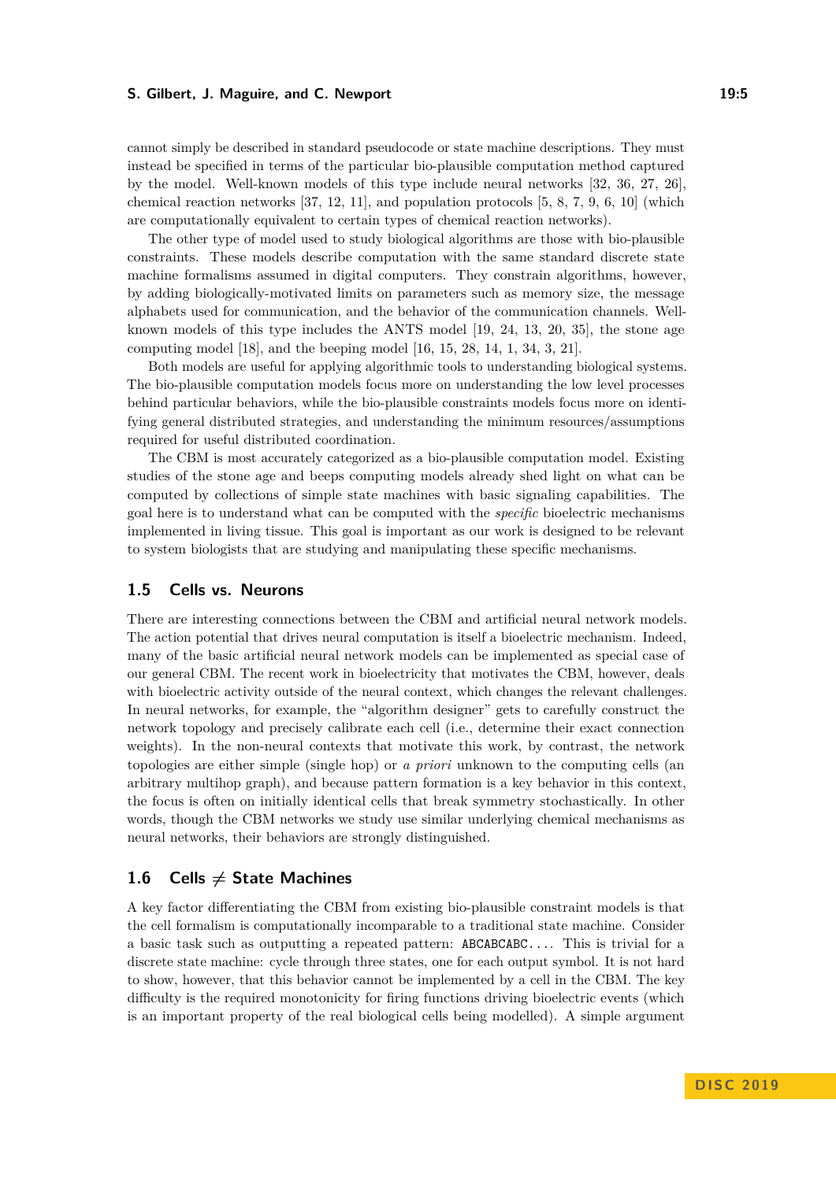cannot simply be described in standard pseudocode or state machine descriptions. They must instead be specified in terms of the particular bio-plausible computation method captured by the model. Well-known models of this type include neural networks [32, 36, 27, 26], chemical reaction networks [37, 12, 11], and population protocols [5, 8, 7, 9, 6, 10] (which are computationally equivalent to certain types of chemical reaction networks).

The other type of model used to study biological algorithms are those with bio-plausible constraints. These models describe computation with the same standard discrete state machine formalisms assumed in digital computers. They constrain algorithms, however, by adding biologically-motivated limits on parameters such as memory size, the message alphabets used for communication, and the behavior of the communication channels. Well-known models of this type includes the ANTS model [19, 24, 13, 20, 35], the stone age computing model [18], and the beeping model [16, 15, 28, 14, 1, 34, 3, 21].

Both models are useful for applying algorithmic tools to understanding biological systems. The bio-plausible computation models focus more on understanding the low level processes behind particular behaviors, while the bio-plausible constraints models focus more on identifying general distributed strategies, and understanding the minimum resources/assumptions required for useful distributed coordination.

The CBM is most accurately categorized as a bio-plausible computation model. Existing studies of the stone age and beeps computing models already shed light on what can be computed by collections of simple state machines with basic signaling capabilities. The goal here is to understand what can be computed with the *specific* bioelectric mechanisms implemented in living tissue. This goal is important as our work is designed to be relevant to system biologists that are studying and manipulating these specific mechanisms.

## 1.5 Cells vs. Neurons

There are interesting connections between the CBM and artificial neural network models. The action potential that drives neural computation is itself a bioelectric mechanism. Indeed, many of the basic artificial neural network models can be implemented as special case of our general CBM. The recent work in bioelectricity that motivates the CBM, however, deals with bioelectric activity outside of the neural context, which changes the relevant challenges. In neural networks, for example, the "algorithm designer" gets to carefully construct the network topology and precisely calibrate each cell (i.e., determine their exact connection weights). In the non-neural contexts that motivate this work, by contrast, the network topologies are either simple (single hop) or *a priori* unknown to the computing cells (an arbitrary multihop graph), and because pattern formation is a key behavior in this context, the focus is often on initially identical cells that break symmetry stochastically. In other words, though the CBM networks we study use similar underlying chemical mechanisms as neural networks, their behaviors are strongly distinguished.

## 1.6 Cells $\neq$ State Machines

A key factor differentiating the CBM from existing bio-plausible constraint models is that the cell formalism is computationally incomparable to a traditional state machine. Consider a basic task such as outputting a repeated pattern: `ABCABCABC...`. This is trivial for a discrete state machine: cycle through three states, one for each output symbol. It is not hard to show, however, that this behavior cannot be implemented by a cell in the CBM. The key difficulty is the required monotonicity for firing functions driving bioelectric events (which is an important property of the real biological cells being modelled). A simple argument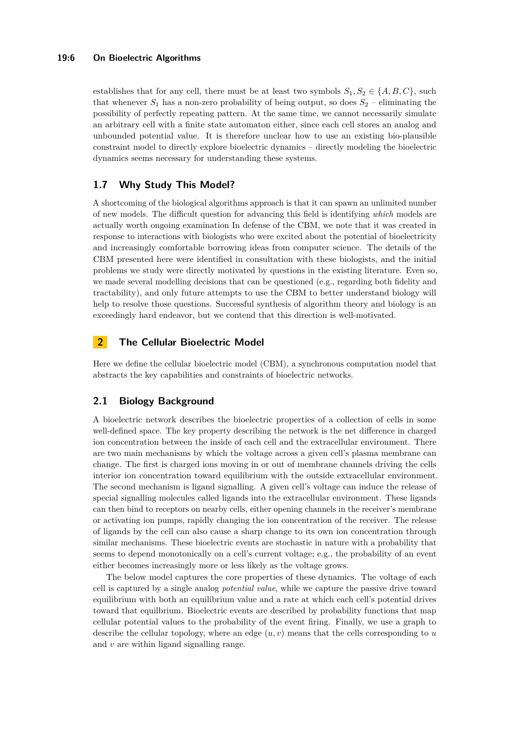establishes that for any cell, there must be at least two symbols $S_1, S_2 \in \{A, B, C\}$, such that whenever $S_1$ has a non-zero probability of being output, so does $S_2$ – eliminating the possibility of perfectly repeating pattern. At the same time, we cannot necessarily simulate an arbitrary cell with a finite state automaton either, since each cell stores an analog and unbounded potential value. It is therefore unclear how to use an existing bio-plausible constraint model to directly explore bioelectric dynamics – directly modeling the bioelectric dynamics seems necessary for understanding these systems.

### 1.7 Why Study This Model?

A shortcoming of the biological algorithms approach is that it can spawn an unlimited number of new models. The difficult question for advancing this field is identifying *which* models are actually worth ongoing examination In defense of the CBM, we note that it was created in response to interactions with biologists who were excited about the potential of bioelectricity and increasingly comfortable borrowing ideas from computer science. The details of the CBM presented here were identified in consultation with these biologists, and the initial problems we study were directly motivated by questions in the existing literature. Even so, we made several modelling decisions that can be questioned (e.g., regarding both fidelity and tractability), and only future attempts to use the CBM to better understand biology will help to resolve those questions. Successful synthesis of algorithm theory and biology is an exceedingly hard endeavor, but we contend that this direction is well-motivated.

## 2 The Cellular Bioelectric Model

Here we define the cellular bioelectric model (CBM), a synchronous computation model that abstracts the key capabilities and constraints of bioelectric networks.

### 2.1 Biology Background

A bioelectric network describes the bioelectric properties of a collection of cells in some well-defined space. The key property describing the network is the net difference in charged ion concentration between the inside of each cell and the extracellular environment. There are two main mechanisms by which the voltage across a given cell's plasma membrane can change. The first is charged ions moving in or out of membrane channels driving the cells interior ion concentration toward equilibrium with the outside extracellular environment. The second mechanism is ligand signalling. A given cell's voltage can induce the release of special signalling molecules called ligands into the extracellular environment. These ligands can then bind to receptors on nearby cells, either opening channels in the receiver's membrane or activating ion pumps, rapidly changing the ion concentration of the receiver. The release of ligands by the cell can also cause a sharp change to its own ion concentration through similar mechanisms. These bioelectric events are stochastic in nature with a probability that seems to depend monotonically on a cell's current voltage; e.g., the probability of an event either becomes increasingly more or less likely as the voltage grows.

The below model captures the core properties of these dynamics. The voltage of each cell is captured by a single analog *potential value*, while we capture the passive drive toward equilibrium with both an equilibrium value and a rate at which each cell's potential drives toward that equilbrium. Bioelectric events are described by probability functions that map cellular potential values to the probability of the event firing. Finally, we use a graph to describe the cellular topology, where an edge $(u, v)$ means that the cells corresponding to $u$ and $v$ are within ligand signalling range.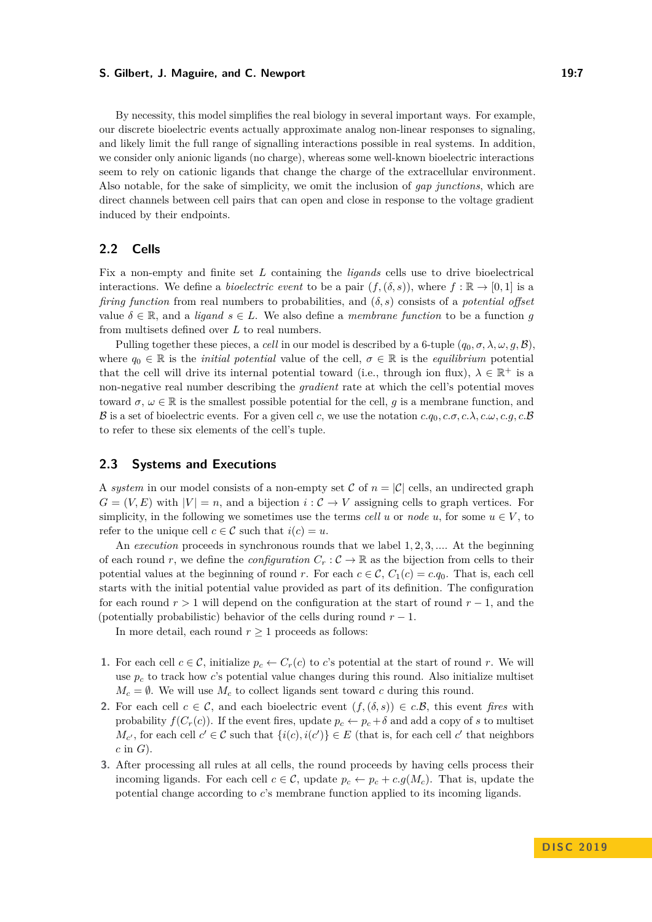By necessity, this model simplifies the real biology in several important ways. For example, our discrete bioelectric events actually approximate analog non-linear responses to signaling, and likely limit the full range of signalling interactions possible in real systems. In addition, we consider only anionic ligands (no charge), whereas some well-known bioelectric interactions seem to rely on cationic ligands that change the charge of the extracellular environment. Also notable, for the sake of simplicity, we omit the inclusion of *gap junctions*, which are direct channels between cell pairs that can open and close in response to the voltage gradient induced by their endpoints.

## 2.2 Cells

Fix a non-empty and finite set $L$ containing the *ligands* cells use to drive bioelectrical interactions. We define a *bioelectric event* to be a pair $(f, (\delta, s))$, where $f : \mathbb{R} \rightarrow [0, 1]$ is a *firing function* from real numbers to probabilities, and $(\delta, s)$ consists of a *potential offset* value $\delta \in \mathbb{R}$, and a *ligand* $s \in L$. We also define a *membrane function* to be a function $g$ from multisets defined over $L$ to real numbers.

Pulling together these pieces, a *cell* in our model is described by a 6-tuple $(q_0, \sigma, \lambda, \omega, g, \mathcal{B})$, where $q_0 \in \mathbb{R}$ is the *initial potential* value of the cell, $\sigma \in \mathbb{R}$ is the *equilibrium* potential that the cell will drive its internal potential toward (i.e., through ion flux), $\lambda \in \mathbb{R}^+$ is a non-negative real number describing the *gradient* rate at which the cell's potential moves toward $\sigma$, $\omega \in \mathbb{R}$ is the smallest possible potential for the cell, $g$ is a membrane function, and $\mathcal{B}$ is a set of bioelectric events. For a given cell $c$, we use the notation $c.q_0, c.\sigma, c.\lambda, c.\omega, c.g, c.\mathcal{B}$ to refer to these six elements of the cell's tuple.

## 2.3 Systems and Executions

A *system* in our model consists of a non-empty set $\mathcal{C}$ of $n = |\mathcal{C}|$ cells, an undirected graph $G = (V, E)$ with $|V| = n$, and a bijection $i : \mathcal{C} \rightarrow V$ assigning cells to graph vertices. For simplicity, in the following we sometimes use the terms *cell* $u$ or *node* $u$, for some $u \in V$, to refer to the unique cell $c \in \mathcal{C}$ such that $i(c) = u$.

An *execution* proceeds in synchronous rounds that we label $1, 2, 3, \ldots$. At the beginning of each round $r$, we define the *configuration* $C_r : \mathcal{C} \rightarrow \mathbb{R}$ as the bijection from cells to their potential values at the beginning of round $r$. For each $c \in \mathcal{C}$, $C_1(c) = c.q_0$. That is, each cell starts with the initial potential value provided as part of its definition. The configuration for each round $r > 1$ will depend on the configuration at the start of round $r - 1$, and the (potentially probabilistic) behavior of the cells during round $r - 1$.

In more detail, each round $r \geq 1$ proceeds as follows:

1. For each cell $c \in \mathcal{C}$, initialize $p_c \leftarrow C_r(c)$ to $c$'s potential at the start of round $r$. We will use $p_c$ to track how $c$'s potential value changes during this round. Also initialize multiset $M_c = \emptyset$. We will use $M_c$ to collect ligands sent toward $c$ during this round.
2. For each cell $c \in \mathcal{C}$, and each bioelectric event $(f, (\delta, s)) \in c.\mathcal{B}$, this event *fires* with probability $f(C_r(c))$. If the event fires, update $p_c \leftarrow p_c + \delta$ and add a copy of $s$ to multiset $M_{c'}$, for each cell $c' \in \mathcal{C}$ such that $\{i(c), i(c')\} \in E$ (that is, for each cell $c'$ that neighbors $c$ in $G$).
3. After processing all rules at all cells, the round proceeds by having cells process their incoming ligands. For each cell $c \in \mathcal{C}$, update $p_c \leftarrow p_c + c.g(M_c)$. That is, update the potential change according to $c$'s membrane function applied to its incoming ligands.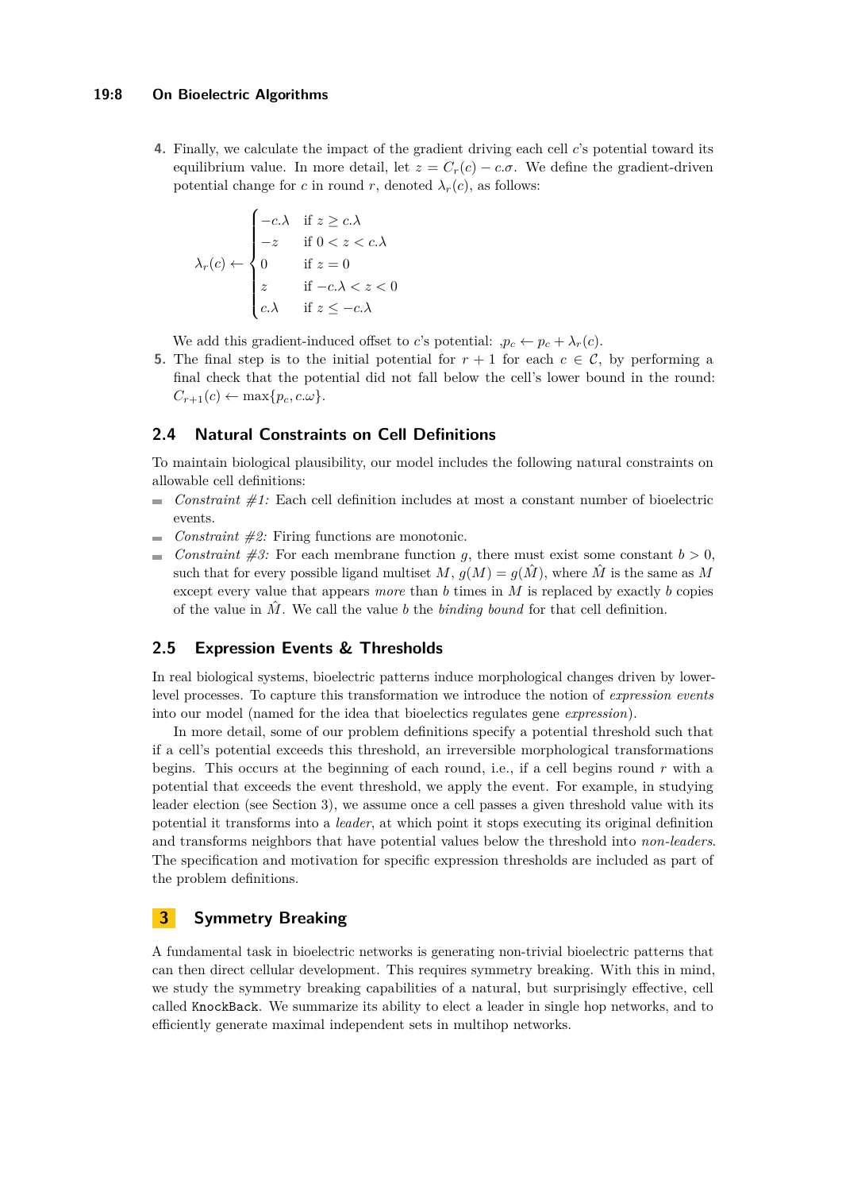4. Finally, we calculate the impact of the gradient driving each cell $c$'s potential toward its equilibrium value. In more detail, let $z = C_r(c) - c.\sigma$. We define the gradient-driven potential change for $c$ in round $r$, denoted $\lambda_r(c)$, as follows:

$$\lambda_r(c) \leftarrow \begin{cases} -c.\lambda & \text{if } z \geq c.\lambda \\ -z & \text{if } 0 < z < c.\lambda \\ 0 & \text{if } z = 0 \\ z & \text{if } -c.\lambda < z < 0 \\ c.\lambda & \text{if } z \leq -c.\lambda \end{cases}$$

We add this gradient-induced offset to $c$'s potential: ,$p_c \leftarrow p_c + \lambda_r(c)$.

5. The final step is to the initial potential for $r+1$ for each $c \in \mathcal{C}$, by performing a final check that the potential did not fall below the cell's lower bound in the round: $C_{r+1}(c) \leftarrow \max\{p_c, c.\omega\}$.

## 2.4 Natural Constraints on Cell Definitions

To maintain biological plausibility, our model includes the following natural constraints on allowable cell definitions:

- *Constraint #1:* Each cell definition includes at most a constant number of bioelectric events.
- *Constraint #2:* Firing functions are monotonic.
- *Constraint #3:* For each membrane function $g$, there must exist some constant $b > 0$, such that for every possible ligand multiset $M$, $g(M) = g(\hat{M})$, where $\hat{M}$ is the same as $M$ except every value that appears *more* than $b$ times in $M$ is replaced by exactly $b$ copies of the value in $\hat{M}$. We call the value $b$ the *binding bound* for that cell definition.

## 2.5 Expression Events & Thresholds

In real biological systems, bioelectric patterns induce morphological changes driven by lower-level processes. To capture this transformation we introduce the notion of *expression events* into our model (named for the idea that bioelectics regulates gene *expression*).

In more detail, some of our problem definitions specify a potential threshold such that if a cell's potential exceeds this threshold, an irreversible morphological transformations begins. This occurs at the beginning of each round, i.e., if a cell begins round $r$ with a potential that exceeds the event threshold, we apply the event. For example, in studying leader election (see Section 3), we assume once a cell passes a given threshold value with its potential it transforms into a *leader*, at which point it stops executing its original definition and transforms neighbors that have potential values below the threshold into *non-leaders*. The specification and motivation for specific expression thresholds are included as part of the problem definitions.

# 3 Symmetry Breaking

A fundamental task in bioelectric networks is generating non-trivial bioelectric patterns that can then direct cellular development. This requires symmetry breaking. With this in mind, we study the symmetry breaking capabilities of a natural, but surprisingly effective, cell called `KnockBack`. We summarize its ability to elect a leader in single hop networks, and to efficiently generate maximal independent sets in multihop networks.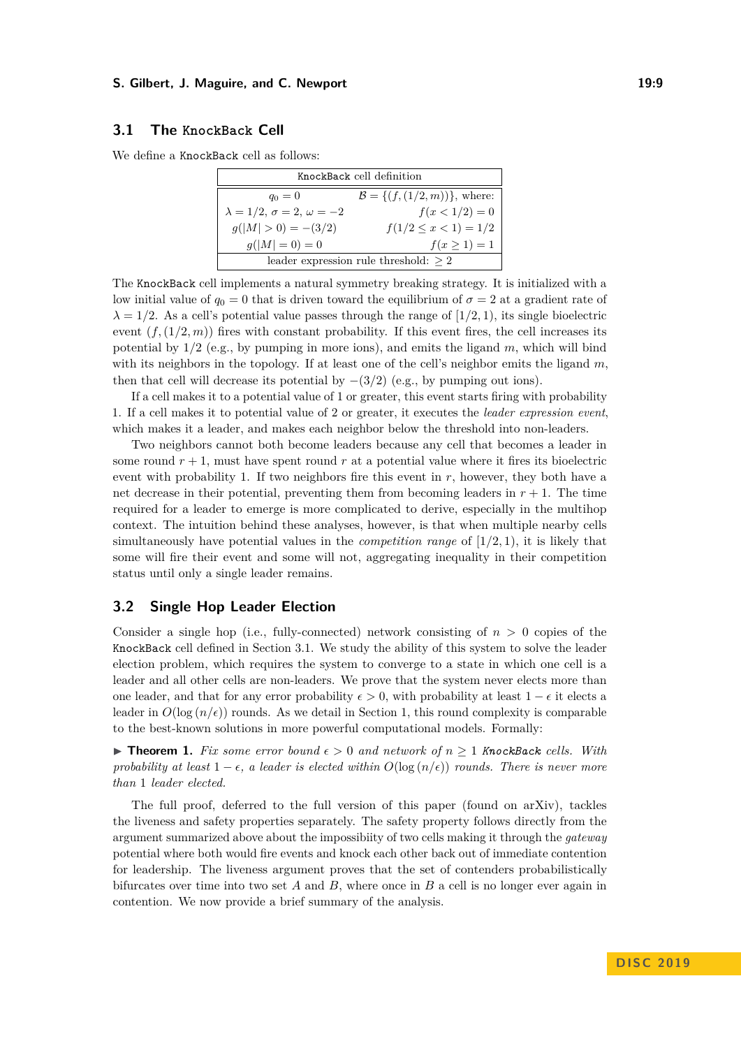### 3.1 The KnockBack Cell

We define a KnockBack cell as follows:

| KnockBack cell definition | |
|---|---|
| $q_0 = 0$ | $\mathcal{B} = \{(f, (1/2, m))\}$, where: |
| $\lambda = 1/2$, $\sigma = 2$, $\omega = -2$ | $f(x < 1/2) = 0$ |
| $g(\lvert M \rvert > 0) = -(3/2)$ | $f(1/2 \leq x < 1) = 1/2$ |
| $g(\lvert M \rvert = 0) = 0$ | $f(x \geq 1) = 1$ |
| leader expression rule threshold: $\geq 2$ | |

The KnockBack cell implements a natural symmetry breaking strategy. It is initialized with a low initial value of $q_0 = 0$ that is driven toward the equilibrium of $\sigma = 2$ at a gradient rate of $\lambda = 1/2$. As a cell's potential value passes through the range of $[1/2, 1)$, its single bioelectric event $(f, (1/2, m))$ fires with constant probability. If this event fires, the cell increases its potential by $1/2$ (e.g., by pumping in more ions), and emits the ligand $m$, which will bind with its neighbors in the topology. If at least one of the cell's neighbor emits the ligand $m$, then that cell will decrease its potential by $-(3/2)$ (e.g., by pumping out ions).

If a cell makes it to a potential value of 1 or greater, this event starts firing with probability 1. If a cell makes it to potential value of 2 or greater, it executes the *leader expression event*, which makes it a leader, and makes each neighbor below the threshold into non-leaders.

Two neighbors cannot both become leaders because any cell that becomes a leader in some round $r + 1$, must have spent round $r$ at a potential value where it fires its bioelectric event with probability 1. If two neighbors fire this event in $r$, however, they both have a net decrease in their potential, preventing them from becoming leaders in $r + 1$. The time required for a leader to emerge is more complicated to derive, especially in the multihop context. The intuition behind these analyses, however, is that when multiple nearby cells simultaneously have potential values in the *competition range* of $[1/2, 1)$, it is likely that some will fire their event and some will not, aggregating inequality in their competition status until only a single leader remains.

### 3.2 Single Hop Leader Election

Consider a single hop (i.e., fully-connected) network consisting of $n > 0$ copies of the KnockBack cell defined in Section 3.1. We study the ability of this system to solve the leader election problem, which requires the system to converge to a state in which one cell is a leader and all other cells are non-leaders. We prove that the system never elects more than one leader, and that for any error probability $\epsilon > 0$, with probability at least $1 - \epsilon$ it elects a leader in $O(\log(n/\epsilon))$ rounds. As we detail in Section 1, this round complexity is comparable to the best-known solutions in more powerful computational models. Formally:

▶ **Theorem 1.** *Fix some error bound $\epsilon > 0$ and network of $n \geq 1$ KnockBack cells. With probability at least $1 - \epsilon$, a leader is elected within $O(\log(n/\epsilon))$ rounds. There is never more than 1 leader elected.*

The full proof, deferred to the full version of this paper (found on arXiv), tackles the liveness and safety properties separately. The safety property follows directly from the argument summarized above about the impossibiity of two cells making it through the *gateway* potential where both would fire events and knock each other back out of immediate contention for leadership. The liveness argument proves that the set of contenders probabilistically bifurcates over time into two set $A$ and $B$, where once in $B$ a cell is no longer ever again in contention. We now provide a brief summary of the analysis.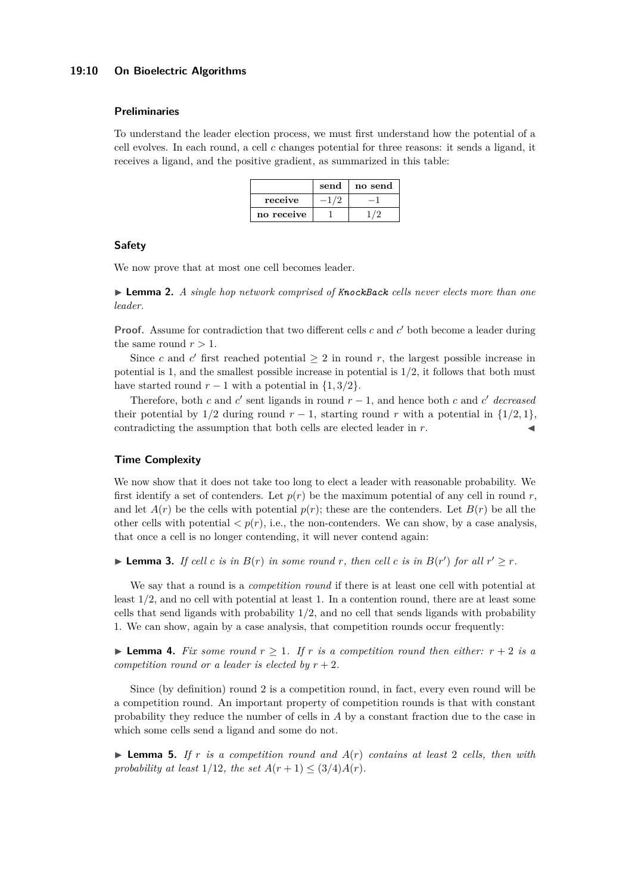### Preliminaries

To understand the leader election process, we must first understand how the potential of a cell evolves. In each round, a cell $c$ changes potential for three reasons: it sends a ligand, it receives a ligand, and the positive gradient, as summarized in this table:

| | **send** | **no send** |
|---|---|---|
| **receive** | $-1/2$ | $-1$ |
| **no receive** | $1$ | $1/2$ |

### Safety

We now prove that at most one cell becomes leader.

▶ **Lemma 2.** *A single hop network comprised of KnockBack cells never elects more than one leader.*

**Proof.** Assume for contradiction that two different cells $c$ and $c'$ both become a leader during the same round $r > 1$.

Since $c$ and $c'$ first reached potential $\geq 2$ in round $r$, the largest possible increase in potential is 1, and the smallest possible increase in potential is $1/2$, it follows that both must have started round $r-1$ with a potential in $\{1, 3/2\}$.

Therefore, both $c$ and $c'$ sent ligands in round $r-1$, and hence both $c$ and $c'$ *decreased* their potential by $1/2$ during round $r-1$, starting round $r$ with a potential in $\{1/2, 1\}$, contradicting the assumption that both cells are elected leader in $r$. ◀

### Time Complexity

We now show that it does not take too long to elect a leader with reasonable probability. We first identify a set of contenders. Let $p(r)$ be the maximum potential of any cell in round $r$, and let $A(r)$ be the cells with potential $p(r)$; these are the contenders. Let $B(r)$ be all the other cells with potential $< p(r)$, i.e., the non-contenders. We can show, by a case analysis, that once a cell is no longer contending, it will never contend again:

▶ **Lemma 3.** *If cell $c$ is in $B(r)$ in some round $r$, then cell $c$ is in $B(r')$ for all $r' \geq r$.*

We say that a round is a *competition round* if there is at least one cell with potential at least $1/2$, and no cell with potential at least 1. In a contention round, there are at least some cells that send ligands with probability $1/2$, and no cell that sends ligands with probability 1. We can show, again by a case analysis, that competition rounds occur frequently:

▶ **Lemma 4.** *Fix some round $r \geq 1$. If $r$ is a competition round then either: $r+2$ is a competition round or a leader is elected by $r+2$.*

Since (by definition) round 2 is a competition round, in fact, every even round will be a competition round. An important property of competition rounds is that with constant probability they reduce the number of cells in $A$ by a constant fraction due to the case in which some cells send a ligand and some do not.

▶ **Lemma 5.** *If $r$ is a competition round and $A(r)$ contains at least 2 cells, then with probability at least $1/12$, the set $A(r+1) \leq (3/4)A(r)$.*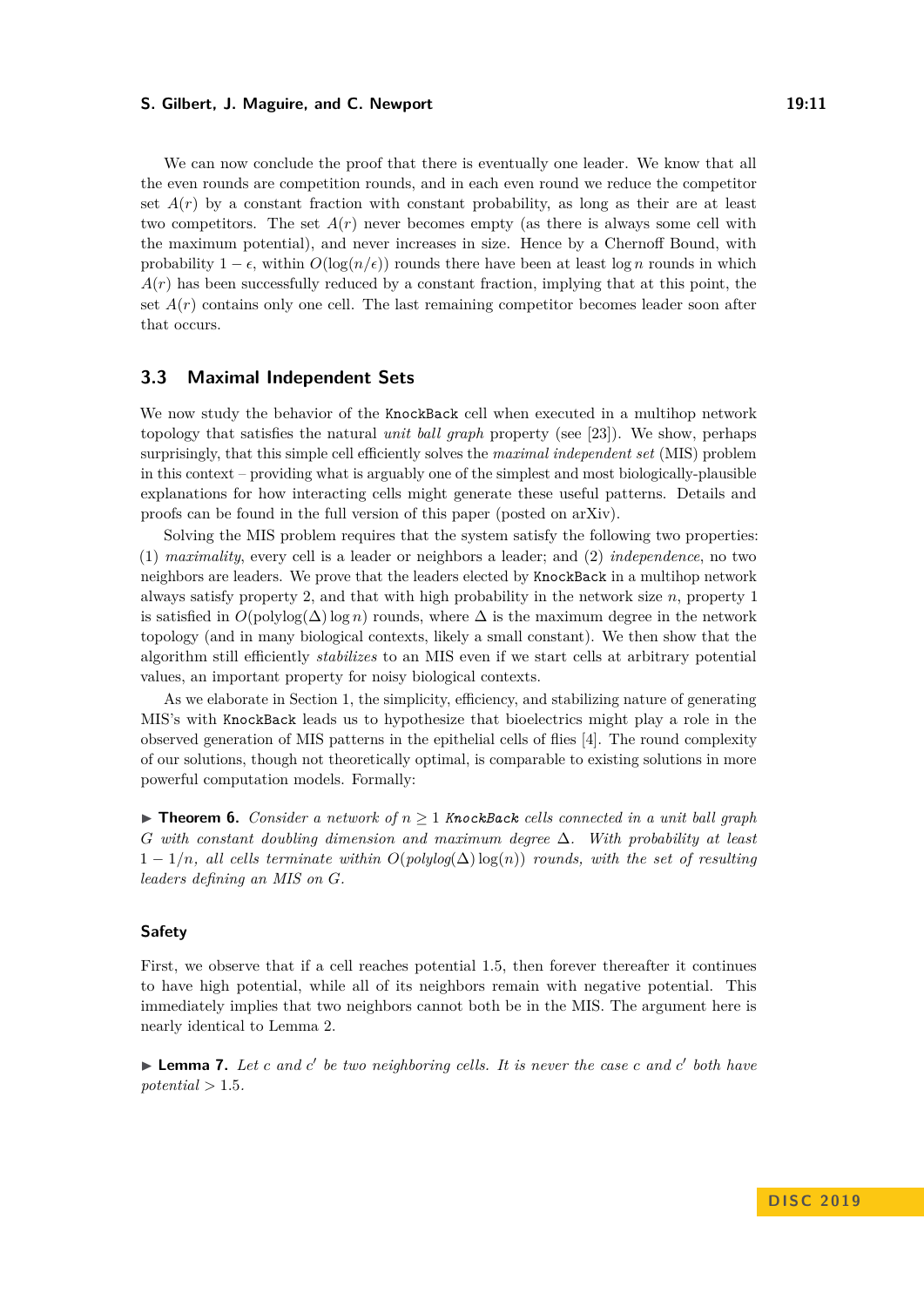We can now conclude the proof that there is eventually one leader. We know that all the even rounds are competition rounds, and in each even round we reduce the competitor set $A(r)$ by a constant fraction with constant probability, as long as their are at least two competitors. The set $A(r)$ never becomes empty (as there is always some cell with the maximum potential), and never increases in size. Hence by a Chernoff Bound, with probability $1 - \epsilon$, within $O(\log(n/\epsilon))$ rounds there have been at least $\log n$ rounds in which $A(r)$ has been successfully reduced by a constant fraction, implying that at this point, the set $A(r)$ contains only one cell. The last remaining competitor becomes leader soon after that occurs.

## 3.3 Maximal Independent Sets

We now study the behavior of the `KnockBack` cell when executed in a multihop network topology that satisfies the natural *unit ball graph* property (see [23]). We show, perhaps surprisingly, that this simple cell efficiently solves the *maximal independent set* (MIS) problem in this context – providing what is arguably one of the simplest and most biologically-plausible explanations for how interacting cells might generate these useful patterns. Details and proofs can be found in the full version of this paper (posted on arXiv).

Solving the MIS problem requires that the system satisfy the following two properties: (1) *maximality*, every cell is a leader or neighbors a leader; and (2) *independence*, no two neighbors are leaders. We prove that the leaders elected by `KnockBack` in a multihop network always satisfy property 2, and that with high probability in the network size $n$, property 1 is satisfied in $O(\text{polylog}(\Delta)\log n)$ rounds, where $\Delta$ is the maximum degree in the network topology (and in many biological contexts, likely a small constant). We then show that the algorithm still efficiently *stabilizes* to an MIS even if we start cells at arbitrary potential values, an important property for noisy biological contexts.

As we elaborate in Section 1, the simplicity, efficiency, and stabilizing nature of generating MIS's with `KnockBack` leads us to hypothesize that bioelectrics might play a role in the observed generation of MIS patterns in the epithelial cells of flies [4]. The round complexity of our solutions, though not theoretically optimal, is comparable to existing solutions in more powerful computation models. Formally:

▶ **Theorem 6.** *Consider a network of $n \geq 1$ `KnockBack` cells connected in a unit ball graph $G$ with constant doubling dimension and maximum degree $\Delta$. With probability at least $1 - 1/n$, all cells terminate within $O(\text{polylog}(\Delta)\log(n))$ rounds, with the set of resulting leaders defining an MIS on $G$.*

### Safety

First, we observe that if a cell reaches potential 1.5, then forever thereafter it continues to have high potential, while all of its neighbors remain with negative potential. This immediately implies that two neighbors cannot both be in the MIS. The argument here is nearly identical to Lemma 2.

▶ **Lemma 7.** *Let $c$ and $c'$ be two neighboring cells. It is never the case $c$ and $c'$ both have potential $> 1.5$.*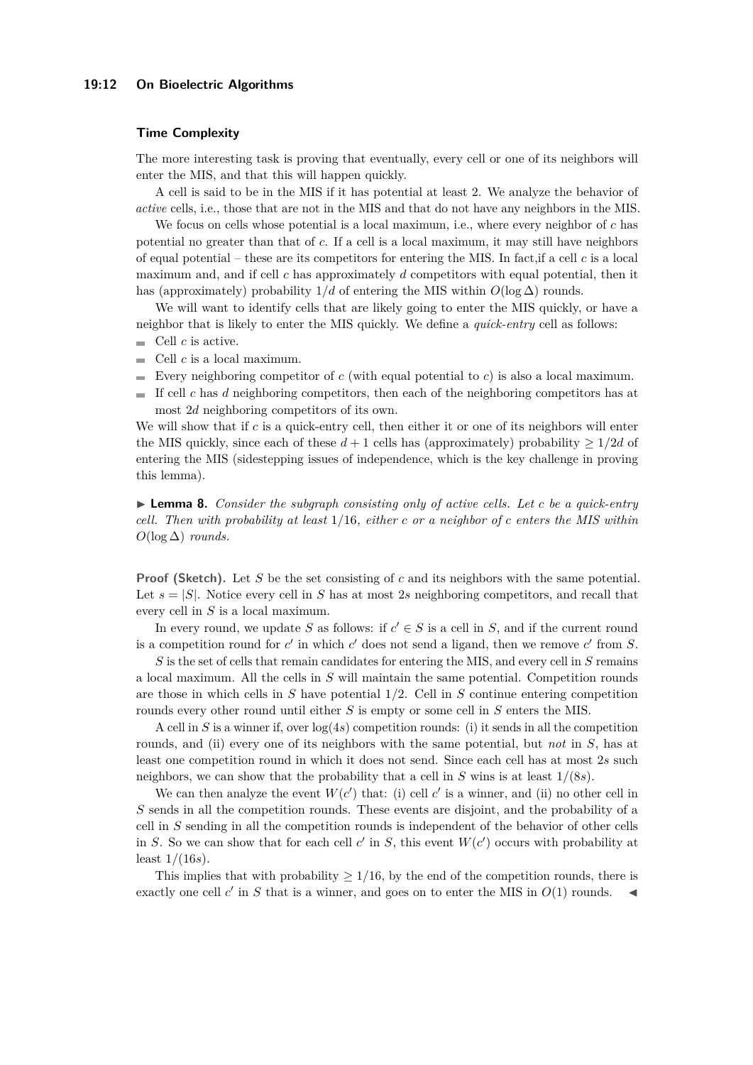### Time Complexity

The more interesting task is proving that eventually, every cell or one of its neighbors will enter the MIS, and that this will happen quickly.

A cell is said to be in the MIS if it has potential at least 2. We analyze the behavior of *active* cells, i.e., those that are not in the MIS and that do not have any neighbors in the MIS.

We focus on cells whose potential is a local maximum, i.e., where every neighbor of $c$ has potential no greater than that of $c$. If a cell is a local maximum, it may still have neighbors of equal potential – these are its competitors for entering the MIS. In fact,if a cell $c$ is a local maximum and, and if cell $c$ has approximately $d$ competitors with equal potential, then it has (approximately) probability $1/d$ of entering the MIS within $O(\log \Delta)$ rounds.

We will want to identify cells that are likely going to enter the MIS quickly, or have a neighbor that is likely to enter the MIS quickly. We define a *quick-entry* cell as follows:

- Cell $c$ is active.
- Cell $c$ is a local maximum.
- Every neighboring competitor of $c$ (with equal potential to $c$) is also a local maximum.
- If cell $c$ has $d$ neighboring competitors, then each of the neighboring competitors has at most $2d$ neighboring competitors of its own.

We will show that if $c$ is a quick-entry cell, then either it or one of its neighbors will enter the MIS quickly, since each of these $d + 1$ cells has (approximately) probability $\geq 1/2d$ of entering the MIS (sidestepping issues of independence, which is the key challenge in proving this lemma).

▶ **Lemma 8.** *Consider the subgraph consisting only of active cells. Let $c$ be a quick-entry cell. Then with probability at least $1/16$, either $c$ or a neighbor of $c$ enters the MIS within $O(\log \Delta)$ rounds.*

**Proof (Sketch).** Let $S$ be the set consisting of $c$ and its neighbors with the same potential. Let $s = |S|$. Notice every cell in $S$ has at most $2s$ neighboring competitors, and recall that every cell in $S$ is a local maximum.

In every round, we update $S$ as follows: if $c' \in S$ is a cell in $S$, and if the current round is a competition round for $c'$ in which $c'$ does not send a ligand, then we remove $c'$ from $S$.

$S$ is the set of cells that remain candidates for entering the MIS, and every cell in $S$ remains a local maximum. All the cells in $S$ will maintain the same potential. Competition rounds are those in which cells in $S$ have potential $1/2$. Cell in $S$ continue entering competition rounds every other round until either $S$ is empty or some cell in $S$ enters the MIS.

A cell in $S$ is a winner if, over $\log(4s)$ competition rounds: (i) it sends in all the competition rounds, and (ii) every one of its neighbors with the same potential, but *not* in $S$, has at least one competition round in which it does not send. Since each cell has at most $2s$ such neighbors, we can show that the probability that a cell in $S$ wins is at least $1/(8s)$.

We can then analyze the event $W(c')$ that: (i) cell $c'$ is a winner, and (ii) no other cell in $S$ sends in all the competition rounds. These events are disjoint, and the probability of a cell in $S$ sending in all the competition rounds is independent of the behavior of other cells in $S$. So we can show that for each cell $c'$ in $S$, this event $W(c')$ occurs with probability at least $1/(16s)$.

This implies that with probability $\geq 1/16$, by the end of the competition rounds, there is exactly one cell $c'$ in $S$ that is a winner, and goes on to enter the MIS in $O(1)$ rounds. ◀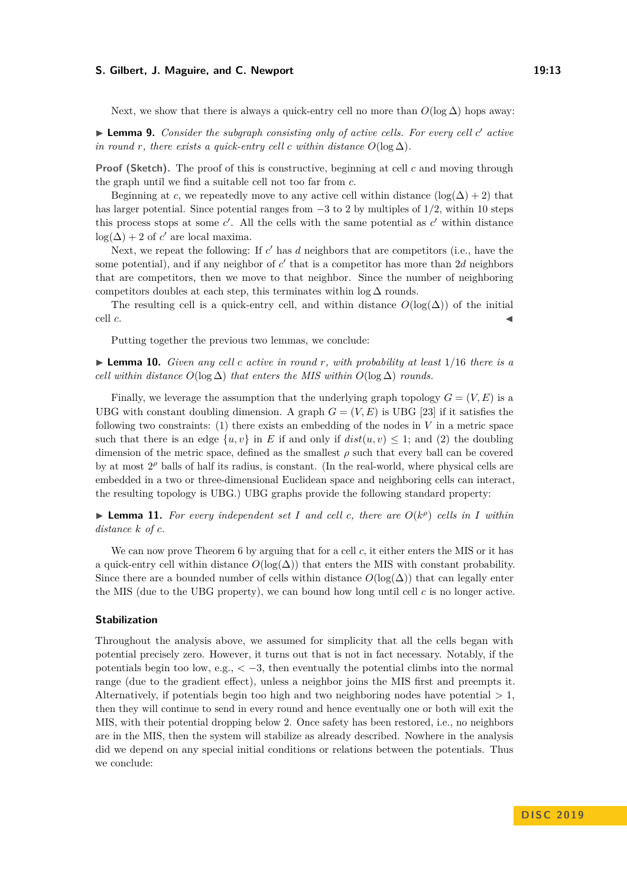Next, we show that there is always a quick-entry cell no more than $O(\log \Delta)$ hops away:

▶ **Lemma 9.** *Consider the subgraph consisting only of active cells. For every cell $c'$ active in round $r$, there exists a quick-entry cell $c$ within distance $O(\log \Delta)$.*

**Proof (Sketch).** The proof of this is constructive, beginning at cell $c$ and moving through the graph until we find a suitable cell not too far from $c$.

Beginning at $c$, we repeatedly move to any active cell within distance $(\log(\Delta) + 2)$ that has larger potential. Since potential ranges from $-3$ to $2$ by multiples of $1/2$, within 10 steps this process stops at some $c'$. All the cells with the same potential as $c'$ within distance $\log(\Delta) + 2$ of $c'$ are local maxima.

Next, we repeat the following: If $c'$ has $d$ neighbors that are competitors (i.e., have the some potential), and if any neighbor of $c'$ that is a competitor has more than $2d$ neighbors that are competitors, then we move to that neighbor. Since the number of neighboring competitors doubles at each step, this terminates within $\log \Delta$ rounds.

The resulting cell is a quick-entry cell, and within distance $O(\log(\Delta))$ of the initial cell $c$. ◀

Putting together the previous two lemmas, we conclude:

▶ **Lemma 10.** *Given any cell $c$ active in round $r$, with probability at least $1/16$ there is a cell within distance $O(\log \Delta)$ that enters the MIS within $O(\log \Delta)$ rounds.*

Finally, we leverage the assumption that the underlying graph topology $G = (V, E)$ is a UBG with constant doubling dimension. A graph $G = (V, E)$ is UBG [23] if it satisfies the following two constraints: (1) there exists an embedding of the nodes in $V$ in a metric space such that there is an edge $\{u, v\}$ in $E$ if and only if $dist(u, v) \leq 1$; and (2) the doubling dimension of the metric space, defined as the smallest $\rho$ such that every ball can be covered by at most $2^\rho$ balls of half its radius, is constant. (In the real-world, where physical cells are embedded in a two or three-dimensional Euclidean space and neighboring cells can interact, the resulting topology is UBG.) UBG graphs provide the following standard property:

▶ **Lemma 11.** *For every independent set $I$ and cell $c$, there are $O(k^\rho)$ cells in $I$ within distance $k$ of $c$.*

We can now prove Theorem 6 by arguing that for a cell $c$, it either enters the MIS or it has a quick-entry cell within distance $O(\log(\Delta))$ that enters the MIS with constant probability. Since there are a bounded number of cells within distance $O(\log(\Delta))$ that can legally enter the MIS (due to the UBG property), we can bound how long until cell $c$ is no longer active.

### Stabilization

Throughout the analysis above, we assumed for simplicity that all the cells began with potential precisely zero. However, it turns out that is not in fact necessary. Notably, if the potentials begin too low, e.g., $< -3$, then eventually the potential climbs into the normal range (due to the gradient effect), unless a neighbor joins the MIS first and preempts it. Alternatively, if potentials begin too high and two neighboring nodes have potential $> 1$, then they will continue to send in every round and hence eventually one or both will exit the MIS, with their potential dropping below 2. Once safety has been restored, i.e., no neighbors are in the MIS, then the system will stabilize as already described. Nowhere in the analysis did we depend on any special initial conditions or relations between the potentials. Thus we conclude: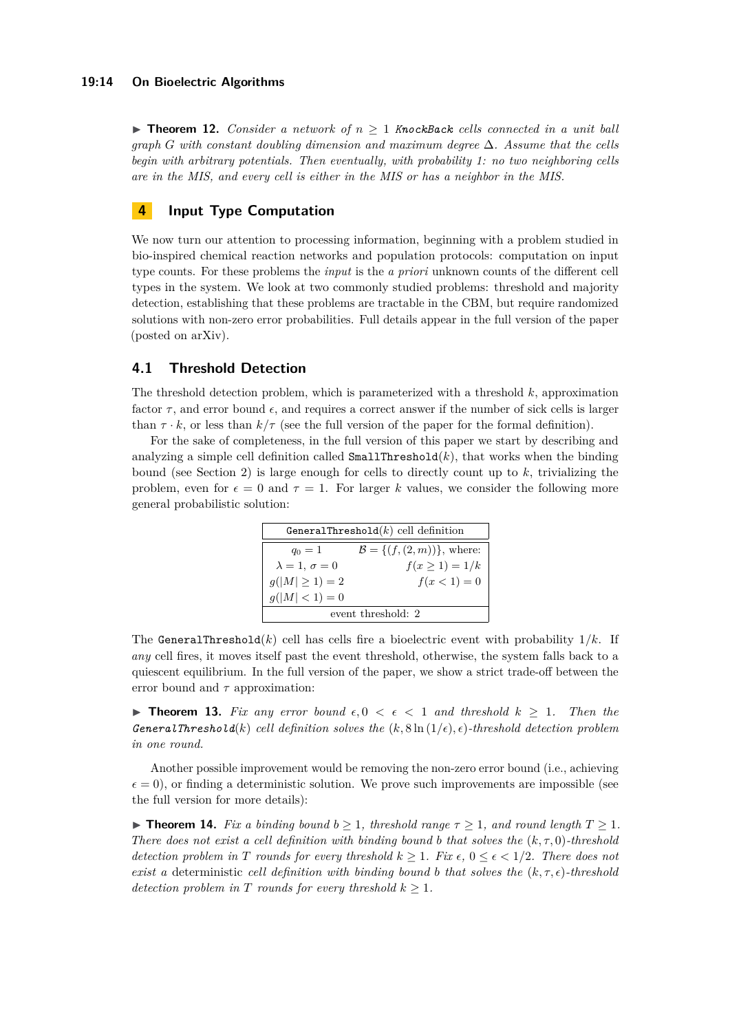▶ **Theorem 12.** *Consider a network of $n \geq 1$ `KnockBack` cells connected in a unit ball graph $G$ with constant doubling dimension and maximum degree $\Delta$. Assume that the cells begin with arbitrary potentials. Then eventually, with probability 1: no two neighboring cells are in the MIS, and every cell is either in the MIS or has a neighbor in the MIS.*

## 4 Input Type Computation

We now turn our attention to processing information, beginning with a problem studied in bio-inspired chemical reaction networks and population protocols: computation on input type counts. For these problems the *input* is the *a priori* unknown counts of the different cell types in the system. We look at two commonly studied problems: threshold and majority detection, establishing that these problems are tractable in the CBM, but require randomized solutions with non-zero error probabilities. Full details appear in the full version of the paper (posted on arXiv).

### 4.1 Threshold Detection

The threshold detection problem, which is parameterized with a threshold $k$, approximation factor $\tau$, and error bound $\epsilon$, and requires a correct answer if the number of sick cells is larger than $\tau \cdot k$, or less than $k/\tau$ (see the full version of the paper for the formal definition).

For the sake of completeness, in the full version of this paper we start by describing and analyzing a simple cell definition called `SmallThreshold`$(k)$, that works when the binding bound (see Section 2) is large enough for cells to directly count up to $k$, trivializing the problem, even for $\epsilon = 0$ and $\tau = 1$. For larger $k$ values, we consider the following more general probabilistic solution:

| `GeneralThreshold`$(k)$ cell definition | |
|---|---|
| $q_0 = 1$ | $\mathcal{B} = \{(f, (2, m))\}$, where: |
| $\lambda = 1$, $\sigma = 0$ | $f(x \geq 1) = 1/k$ |
| $g(\lvert M\rvert \geq 1) = 2$ | $f(x < 1) = 0$ |
| $g(\lvert M\rvert < 1) = 0$ | |
| event threshold: 2 | |

The `GeneralThreshold`$(k)$ cell has cells fire a bioelectric event with probability $1/k$. If *any* cell fires, it moves itself past the event threshold, otherwise, the system falls back to a quiescent equilibrium. In the full version of the paper, we show a strict trade-off between the error bound and $\tau$ approximation:

▶ **Theorem 13.** *Fix any error bound $\epsilon, 0 < \epsilon < 1$ and threshold $k \geq 1$. Then the `GeneralThreshold`$(k)$ cell definition solves the $(k, 8\ln(1/\epsilon), \epsilon)$-threshold detection problem in one round.*

Another possible improvement would be removing the non-zero error bound (i.e., achieving $\epsilon = 0$), or finding a deterministic solution. We prove such improvements are impossible (see the full version for more details):

▶ **Theorem 14.** *Fix a binding bound $b \geq 1$, threshold range $\tau \geq 1$, and round length $T \geq 1$. There does not exist a cell definition with binding bound $b$ that solves the $(k, \tau, 0)$-threshold detection problem in $T$ rounds for every threshold $k \geq 1$. Fix $\epsilon$, $0 \leq \epsilon < 1/2$. There does not exist a* deterministic *cell definition with binding bound $b$ that solves the $(k, \tau, \epsilon)$-threshold detection problem in $T$ rounds for every threshold $k \geq 1$.*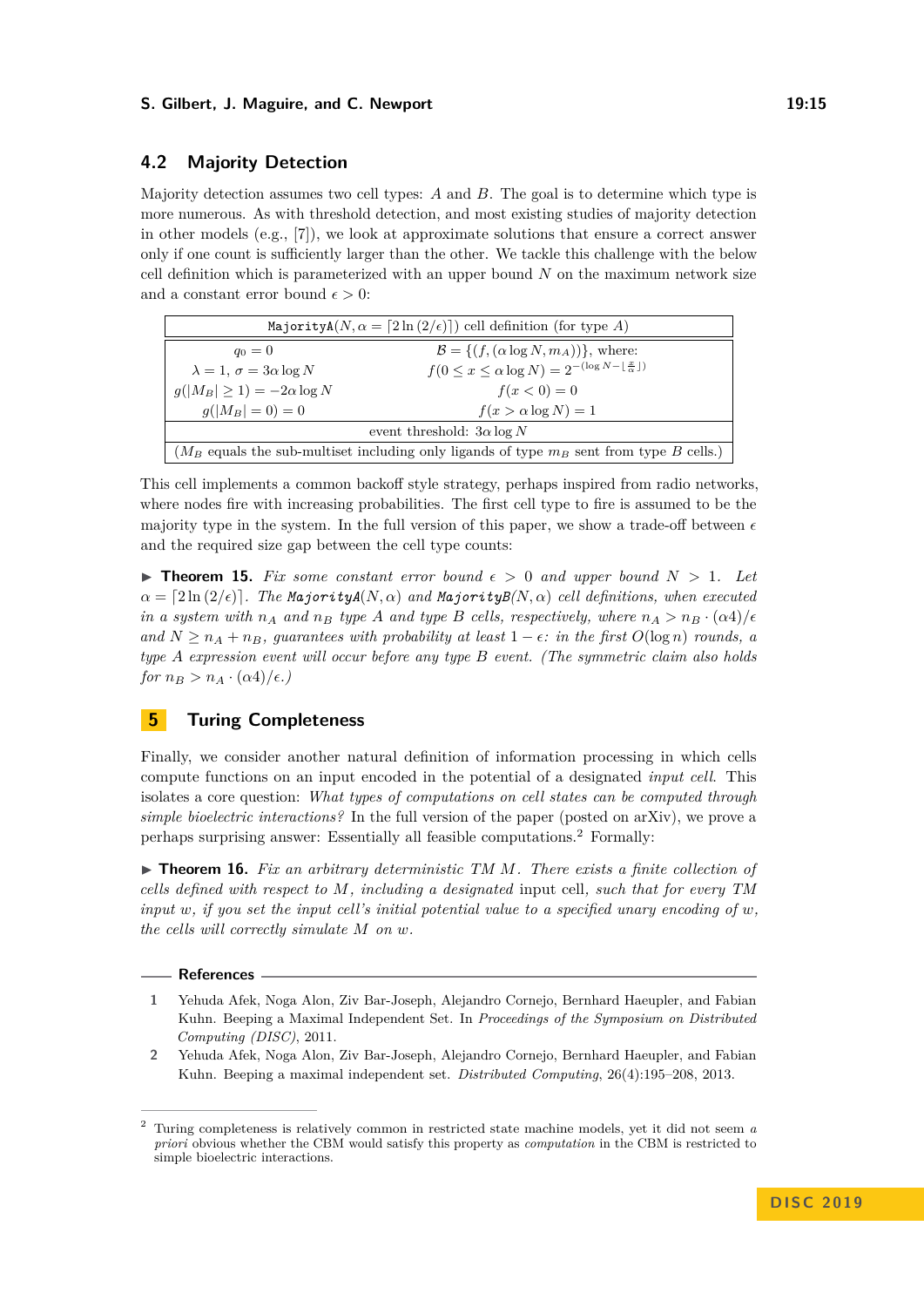## 4.2 Majority Detection

Majority detection assumes two cell types: $A$ and $B$. The goal is to determine which type is more numerous. As with threshold detection, and most existing studies of majority detection in other models (e.g., [7]), we look at approximate solutions that ensure a correct answer only if one count is sufficiently larger than the other. We tackle this challenge with the below cell definition which is parameterized with an upper bound $N$ on the maximum network size and a constant error bound $\epsilon > 0$:

| `MajorityA`$(N, \alpha = \lceil 2\ln(2/\epsilon) \rceil)$ cell definition (for type $A$) | |
|---|---|
| $q_0 = 0$ | $\mathcal{B} = \{(f, (\alpha \log N, m_A))\}$, where: |
| $\lambda = 1$, $\sigma = 3\alpha \log N$ | $f(0 \le x \le \alpha \log N) = 2^{-(\log N - \lfloor \frac{x}{\alpha} \rfloor)}$ |
| $g(\lvert M_B \rvert \ge 1) = -2\alpha \log N$ | $f(x < 0) = 0$ |
| $g(\lvert M_B \rvert = 0) = 0$ | $f(x > \alpha \log N) = 1$ |
| event threshold: $3\alpha \log N$ | |
| ($M_B$ equals the sub-multiset including only ligands of type $m_B$ sent from type $B$ cells.) | |

This cell implements a common backoff style strategy, perhaps inspired from radio networks, where nodes fire with increasing probabilities. The first cell type to fire is assumed to be the majority type in the system. In the full version of this paper, we show a trade-off between $\epsilon$ and the required size gap between the cell type counts:

▶ **Theorem 15.** *Fix some constant error bound $\epsilon > 0$ and upper bound $N > 1$. Let $\alpha = \lceil 2\ln(2/\epsilon) \rceil$. The `MajorityA`$(N, \alpha)$ and `MajorityB`$(N, \alpha)$ cell definitions, when executed in a system with $n_A$ and $n_B$ type $A$ and type $B$ cells, respectively, where $n_A > n_B \cdot (\alpha 4)/\epsilon$ and $N \ge n_A + n_B$, guarantees with probability at least $1 - \epsilon$: in the first $O(\log n)$ rounds, a type $A$ expression event will occur before any type $B$ event. (The symmetric claim also holds for $n_B > n_A \cdot (\alpha 4)/\epsilon$.)*

# 5 Turing Completeness

Finally, we consider another natural definition of information processing in which cells compute functions on an input encoded in the potential of a designated *input cell*. This isolates a core question: *What types of computations on cell states can be computed through simple bioelectric interactions?* In the full version of the paper (posted on arXiv), we prove a perhaps surprising answer: Essentially all feasible computations.[2] Formally:

▶ **Theorem 16.** *Fix an arbitrary deterministic TM $M$. There exists a finite collection of cells defined with respect to $M$, including a designated* input cell*, such that for every TM input $w$, if you set the input cell's initial potential value to a specified unary encoding of $w$, the cells will correctly simulate $M$ on $w$.*

## References

1. Yehuda Afek, Noga Alon, Ziv Bar-Joseph, Alejandro Cornejo, Bernhard Haeupler, and Fabian Kuhn. Beeping a Maximal Independent Set. In *Proceedings of the Symposium on Distributed Computing (DISC)*, 2011.
2. Yehuda Afek, Noga Alon, Ziv Bar-Joseph, Alejandro Cornejo, Bernhard Haeupler, and Fabian Kuhn. Beeping a maximal independent set. *Distributed Computing*, 26(4):195–208, 2013.

---

[2] Turing completeness is relatively common in restricted state machine models, yet it did not seem *a priori* obvious whether the CBM would satisfy this property as *computation* in the CBM is restricted to simple bioelectric interactions.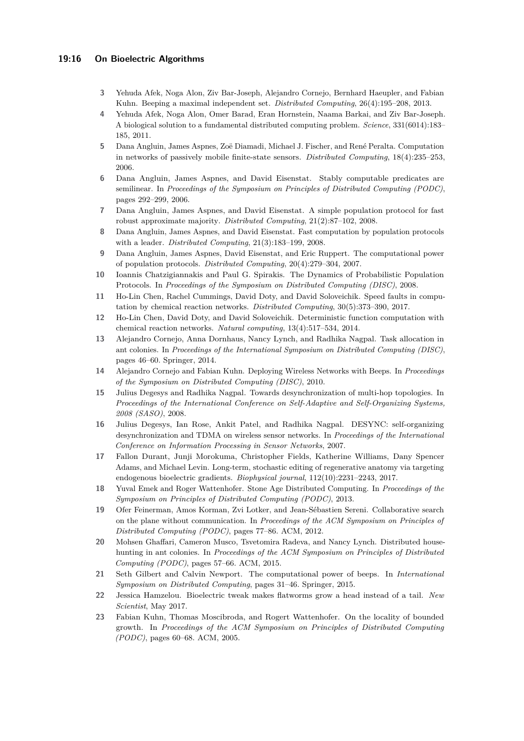3 Yehuda Afek, Noga Alon, Ziv Bar-Joseph, Alejandro Cornejo, Bernhard Haeupler, and Fabian Kuhn. Beeping a maximal independent set. *Distributed Computing*, 26(4):195–208, 2013.

4 Yehuda Afek, Noga Alon, Omer Barad, Eran Hornstein, Naama Barkai, and Ziv Bar-Joseph. A biological solution to a fundamental distributed computing problem. *Science*, 331(6014):183–185, 2011.

5 Dana Angluin, James Aspnes, Zoë Diamadi, Michael J. Fischer, and René Peralta. Computation in networks of passively mobile finite-state sensors. *Distributed Computing*, 18(4):235–253, 2006.

6 Dana Angluin, James Aspnes, and David Eisenstat. Stably computable predicates are semilinear. In *Proceedings of the Symposium on Principles of Distributed Computing (PODC)*, pages 292–299, 2006.

7 Dana Angluin, James Aspnes, and David Eisenstat. A simple population protocol for fast robust approximate majority. *Distributed Computing*, 21(2):87–102, 2008.

8 Dana Angluin, James Aspnes, and David Eisenstat. Fast computation by population protocols with a leader. *Distributed Computing*, 21(3):183–199, 2008.

9 Dana Angluin, James Aspnes, David Eisenstat, and Eric Ruppert. The computational power of population protocols. *Distributed Computing*, 20(4):279–304, 2007.

10 Ioannis Chatzigiannakis and Paul G. Spirakis. The Dynamics of Probabilistic Population Protocols. In *Proceedings of the Symposium on Distributed Computing (DISC)*, 2008.

11 Ho-Lin Chen, Rachel Cummings, David Doty, and David Soloveichik. Speed faults in computation by chemical reaction networks. *Distributed Computing*, 30(5):373–390, 2017.

12 Ho-Lin Chen, David Doty, and David Soloveichik. Deterministic function computation with chemical reaction networks. *Natural computing*, 13(4):517–534, 2014.

13 Alejandro Cornejo, Anna Dornhaus, Nancy Lynch, and Radhika Nagpal. Task allocation in ant colonies. In *Proceedings of the International Symposium on Distributed Computing (DISC)*, pages 46–60. Springer, 2014.

14 Alejandro Cornejo and Fabian Kuhn. Deploying Wireless Networks with Beeps. In *Proceedings of the Symposium on Distributed Computing (DISC)*, 2010.

15 Julius Degesys and Radhika Nagpal. Towards desynchronization of multi-hop topologies. In *Proceedings of the International Conference on Self-Adaptive and Self-Organizing Systems, 2008 (SASO)*, 2008.

16 Julius Degesys, Ian Rose, Ankit Patel, and Radhika Nagpal. DESYNC: self-organizing desynchronization and TDMA on wireless sensor networks. In *Proceedings of the International Conference on Information Processing in Sensor Networks*, 2007.

17 Fallon Durant, Junji Morokuma, Christopher Fields, Katherine Williams, Dany Spencer Adams, and Michael Levin. Long-term, stochastic editing of regenerative anatomy via targeting endogenous bioelectric gradients. *Biophysical journal*, 112(10):2231–2243, 2017.

18 Yuval Emek and Roger Wattenhofer. Stone Age Distributed Computing. In *Proceedings of the Symposium on Principles of Distributed Computing (PODC)*, 2013.

19 Ofer Feinerman, Amos Korman, Zvi Lotker, and Jean-Sébastien Sereni. Collaborative search on the plane without communication. In *Proceedings of the ACM Symposium on Principles of Distributed Computing (PODC)*, pages 77–86. ACM, 2012.

20 Mohsen Ghaffari, Cameron Musco, Tsvetomira Radeva, and Nancy Lynch. Distributed house-hunting in ant colonies. In *Proceedings of the ACM Symposium on Principles of Distributed Computing (PODC)*, pages 57–66. ACM, 2015.

21 Seth Gilbert and Calvin Newport. The computational power of beeps. In *International Symposium on Distributed Computing*, pages 31–46. Springer, 2015.

22 Jessica Hamzelou. Bioelectric tweak makes flatworms grow a head instead of a tail. *New Scientist*, May 2017.

23 Fabian Kuhn, Thomas Moscibroda, and Rogert Wattenhofer. On the locality of bounded growth. In *Proceedings of the ACM Symposium on Principles of Distributed Computing (PODC)*, pages 60–68. ACM, 2005.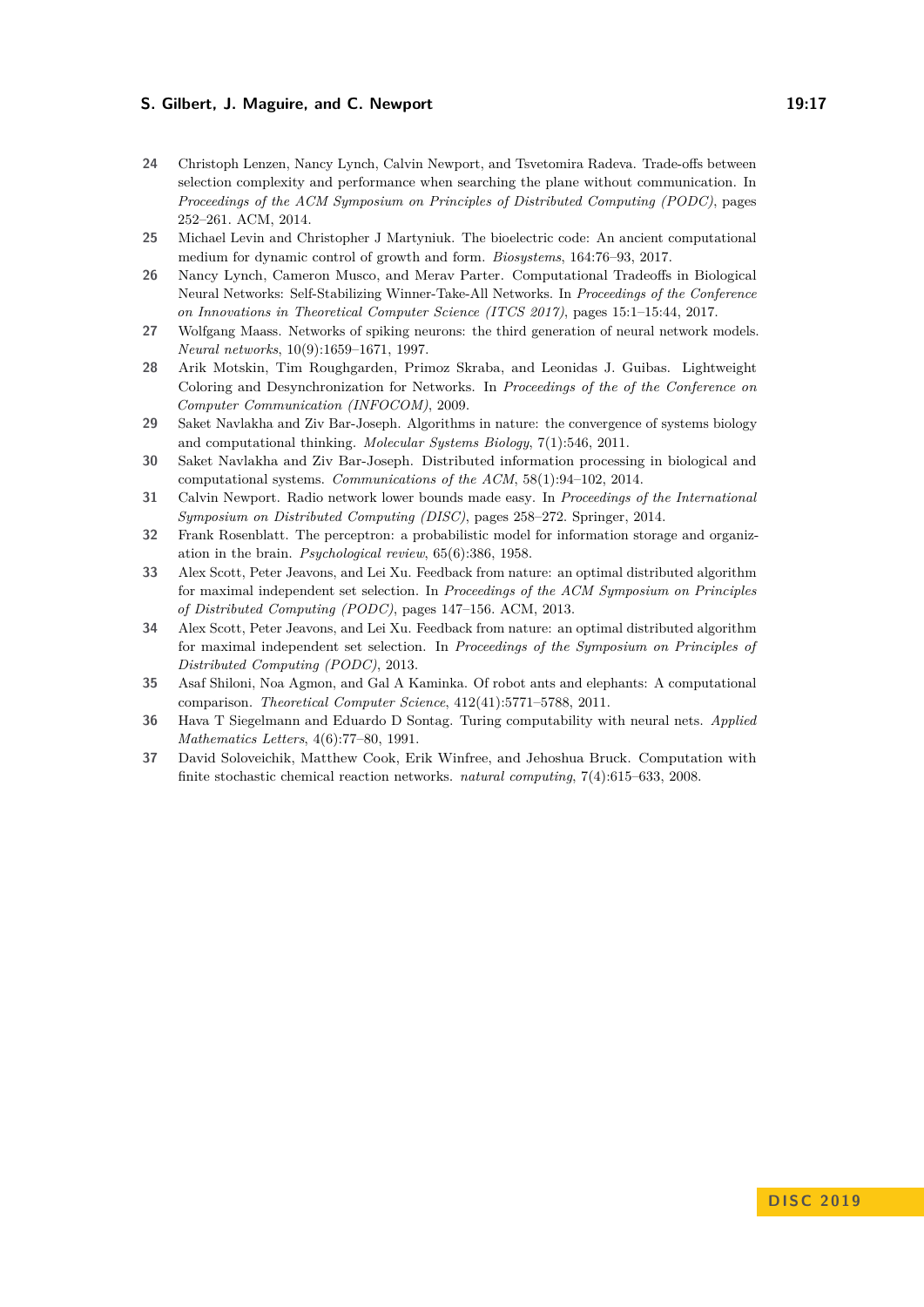24 Christoph Lenzen, Nancy Lynch, Calvin Newport, and Tsvetomira Radeva. Trade-offs between selection complexity and performance when searching the plane without communication. In *Proceedings of the ACM Symposium on Principles of Distributed Computing (PODC)*, pages 252–261. ACM, 2014.

25 Michael Levin and Christopher J Martyniuk. The bioelectric code: An ancient computational medium for dynamic control of growth and form. *Biosystems*, 164:76–93, 2017.

26 Nancy Lynch, Cameron Musco, and Merav Parter. Computational Tradeoffs in Biological Neural Networks: Self-Stabilizing Winner-Take-All Networks. In *Proceedings of the Conference on Innovations in Theoretical Computer Science (ITCS 2017)*, pages 15:1–15:44, 2017.

27 Wolfgang Maass. Networks of spiking neurons: the third generation of neural network models. *Neural networks*, 10(9):1659–1671, 1997.

28 Arik Motskin, Tim Roughgarden, Primoz Skraba, and Leonidas J. Guibas. Lightweight Coloring and Desynchronization for Networks. In *Proceedings of the of the Conference on Computer Communication (INFOCOM)*, 2009.

29 Saket Navlakha and Ziv Bar-Joseph. Algorithms in nature: the convergence of systems biology and computational thinking. *Molecular Systems Biology*, 7(1):546, 2011.

30 Saket Navlakha and Ziv Bar-Joseph. Distributed information processing in biological and computational systems. *Communications of the ACM*, 58(1):94–102, 2014.

31 Calvin Newport. Radio network lower bounds made easy. In *Proceedings of the International Symposium on Distributed Computing (DISC)*, pages 258–272. Springer, 2014.

32 Frank Rosenblatt. The perceptron: a probabilistic model for information storage and organization in the brain. *Psychological review*, 65(6):386, 1958.

33 Alex Scott, Peter Jeavons, and Lei Xu. Feedback from nature: an optimal distributed algorithm for maximal independent set selection. In *Proceedings of the ACM Symposium on Principles of Distributed Computing (PODC)*, pages 147–156. ACM, 2013.

34 Alex Scott, Peter Jeavons, and Lei Xu. Feedback from nature: an optimal distributed algorithm for maximal independent set selection. In *Proceedings of the Symposium on Principles of Distributed Computing (PODC)*, 2013.

35 Asaf Shiloni, Noa Agmon, and Gal A Kaminka. Of robot ants and elephants: A computational comparison. *Theoretical Computer Science*, 412(41):5771–5788, 2011.

36 Hava T Siegelmann and Eduardo D Sontag. Turing computability with neural nets. *Applied Mathematics Letters*, 4(6):77–80, 1991.

37 David Soloveichik, Matthew Cook, Erik Winfree, and Jehoshua Bruck. Computation with finite stochastic chemical reaction networks. *natural computing*, 7(4):615–633, 2008.